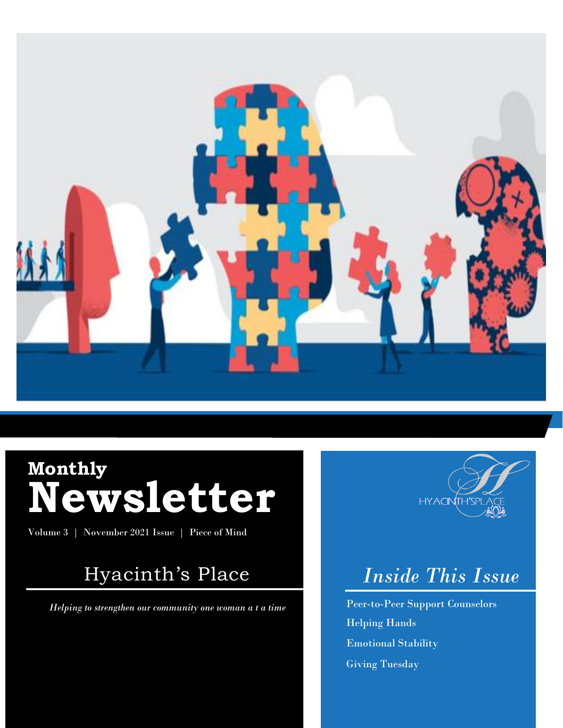**Monthly**

# Newsletter

Volume 3 | November 2021 Issue | Piece of Mind

## Hyacinth's Place

*Helping to strengthen our community one woman a t a time*

HYACINTH'SPLACE

## *Inside This Issue*

Peer-to-Peer Support Counselors

Helping Hands

Emotional Stability

Giving Tuesday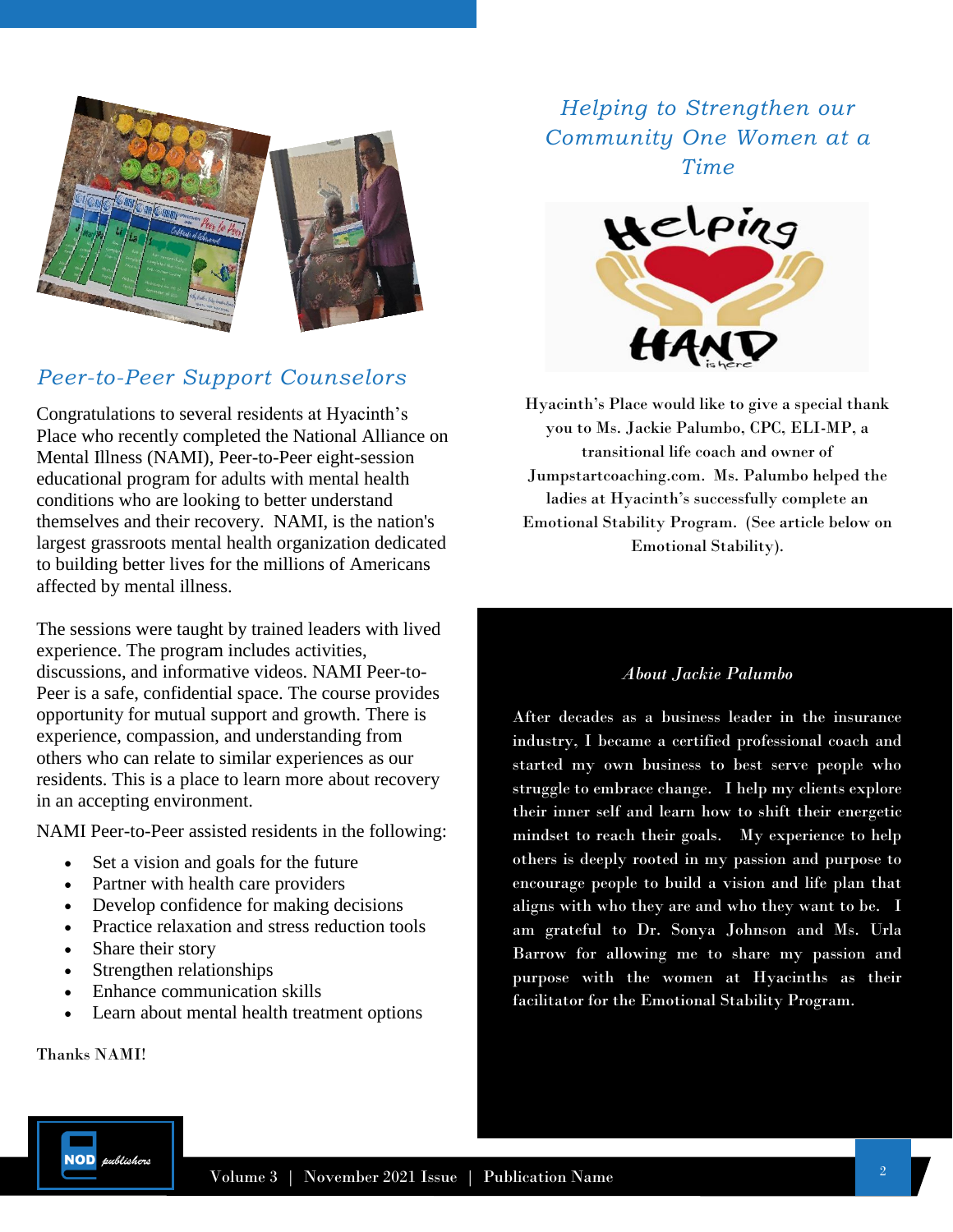## Peer-to-Peer Support Counselors

Congratulations to several residents at Hyacinth's Place who recently completed the National Alliance on Mental Illness (NAMI), Peer-to-Peer eight-session educational program for adults with mental health conditions who are looking to better understand themselves and their recovery. NAMI, is the nation's largest grassroots mental health organization dedicated to building better lives for the millions of Americans affected by mental illness.

The sessions were taught by trained leaders with lived experience. The program includes activities, discussions, and informative videos. NAMI Peer-to-Peer is a safe, confidential space. The course provides opportunity for mutual support and growth. There is experience, compassion, and understanding from others who can relate to similar experiences as our residents. This is a place to learn more about recovery in an accepting environment.

NAMI Peer-to-Peer assisted residents in the following:

- Set a vision and goals for the future
- Partner with health care providers
- Develop confidence for making decisions
- Practice relaxation and stress reduction tools
- Share their story
- Strengthen relationships
- Enhance communication skills
- Learn about mental health treatment options

Thanks NAMI!

## Helping to Strengthen our Community One Women at a Time

Hyacinth's Place would like to give a special thank you to Ms. Jackie Palumbo, CPC, ELI-MP, a transitional life coach and owner of Jumpstartcoaching.com. Ms. Palumbo helped the ladies at Hyacinth's successfully complete an Emotional Stability Program. (See article below on Emotional Stability).

### *About Jackie Palumbo*

After decades as a business leader in the insurance industry, I became a certified professional coach and started my own business to best serve people who struggle to embrace change. I help my clients explore their inner self and learn how to shift their energetic mindset to reach their goals. My experience to help others is deeply rooted in my passion and purpose to encourage people to build a vision and life plan that aligns with who they are and who they want to be. I am grateful to Dr. Sonya Johnson and Ms. Urla Barrow for allowing me to share my passion and purpose with the women at Hyacinths as their facilitator for the Emotional Stability Program.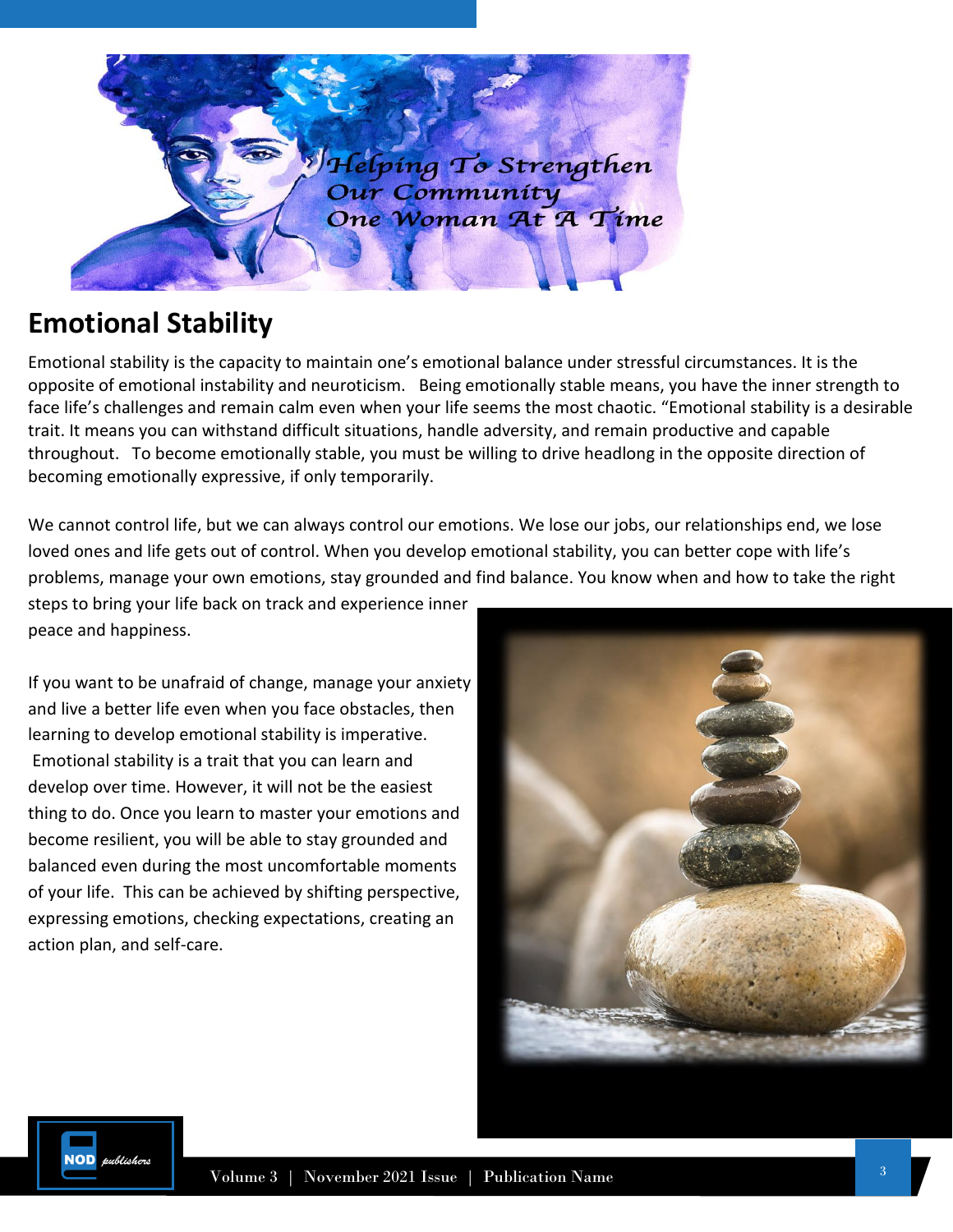Helping To Strengthen Our Community One Woman At A Time

## Emotional Stability

Emotional stability is the capacity to maintain one's emotional balance under stressful circumstances. It is the opposite of emotional instability and neuroticism. Being emotionally stable means, you have the inner strength to face life's challenges and remain calm even when your life seems the most chaotic. "Emotional stability is a desirable trait. It means you can withstand difficult situations, handle adversity, and remain productive and capable throughout. To become emotionally stable, you must be willing to drive headlong in the opposite direction of becoming emotionally expressive, if only temporarily.

We cannot control life, but we can always control our emotions. We lose our jobs, our relationships end, we lose loved ones and life gets out of control. When you develop emotional stability, you can better cope with life's problems, manage your own emotions, stay grounded and find balance. You know when and how to take the right steps to bring your life back on track and experience inner peace and happiness.

If you want to be unafraid of change, manage your anxiety and live a better life even when you face obstacles, then learning to develop emotional stability is imperative. Emotional stability is a trait that you can learn and develop over time. However, it will not be the easiest thing to do. Once you learn to master your emotions and become resilient, you will be able to stay grounded and balanced even during the most uncomfortable moments of your life. This can be achieved by shifting perspective, expressing emotions, checking expectations, creating an action plan, and self-care.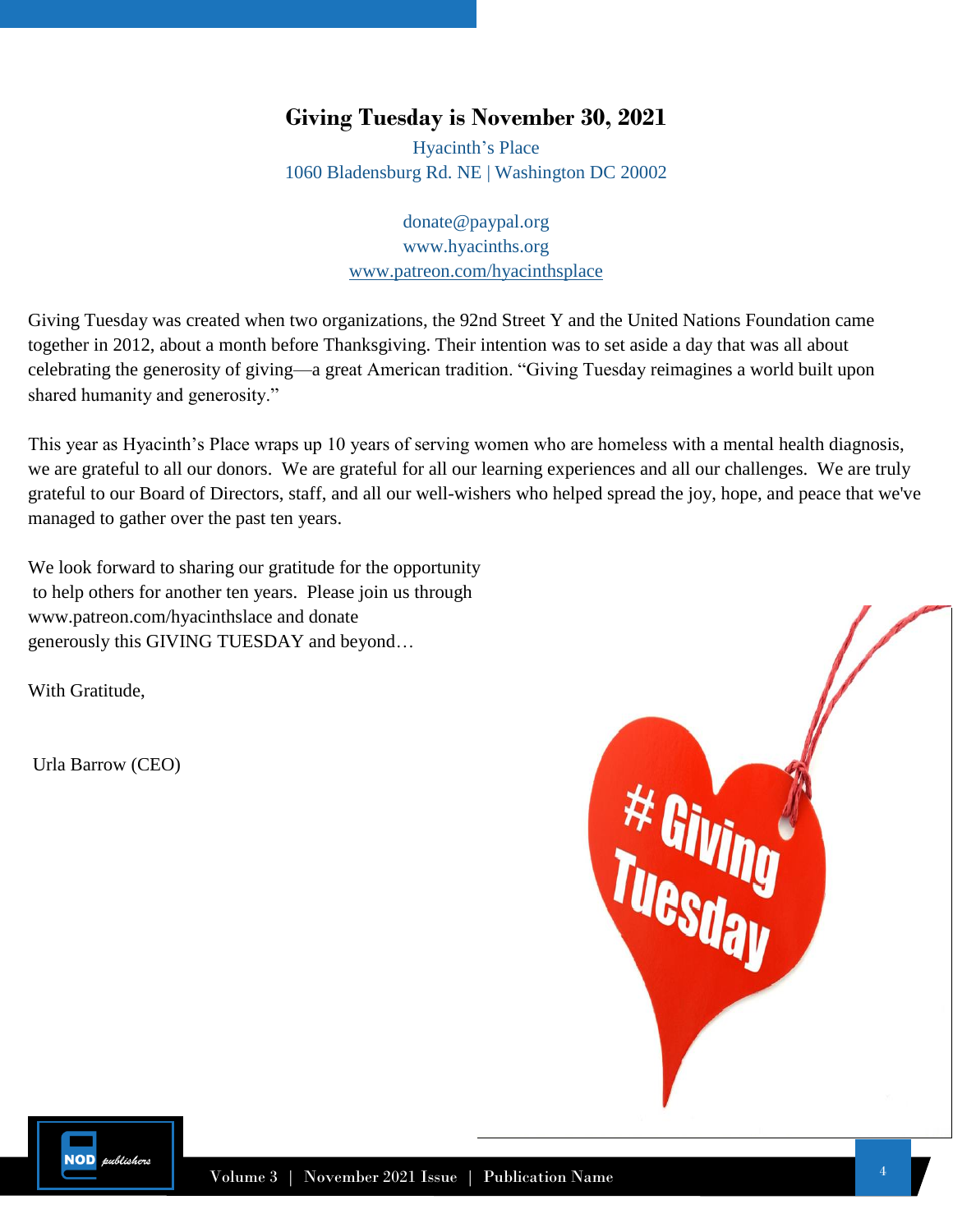## Giving Tuesday is November 30, 2021

Hyacinth's Place
1060 Bladensburg Rd. NE | Washington DC 20002

donate@paypal.org
www.hyacinths.org
www.patreon.com/hyacinthsplace

Giving Tuesday was created when two organizations, the 92nd Street Y and the United Nations Foundation came together in 2012, about a month before Thanksgiving. Their intention was to set aside a day that was all about celebrating the generosity of giving—a great American tradition. "Giving Tuesday reimagines a world built upon shared humanity and generosity."

This year as Hyacinth's Place wraps up 10 years of serving women who are homeless with a mental health diagnosis, we are grateful to all our donors. We are grateful for all our learning experiences and all our challenges. We are truly grateful to our Board of Directors, staff, and all our well-wishers who helped spread the joy, hope, and peace that we've managed to gather over the past ten years.

We look forward to sharing our gratitude for the opportunity to help others for another ten years. Please join us through www.patreon.com/hyacinthslace and donate generously this GIVING TUESDAY and beyond…

With Gratitude,

Urla Barrow (CEO)